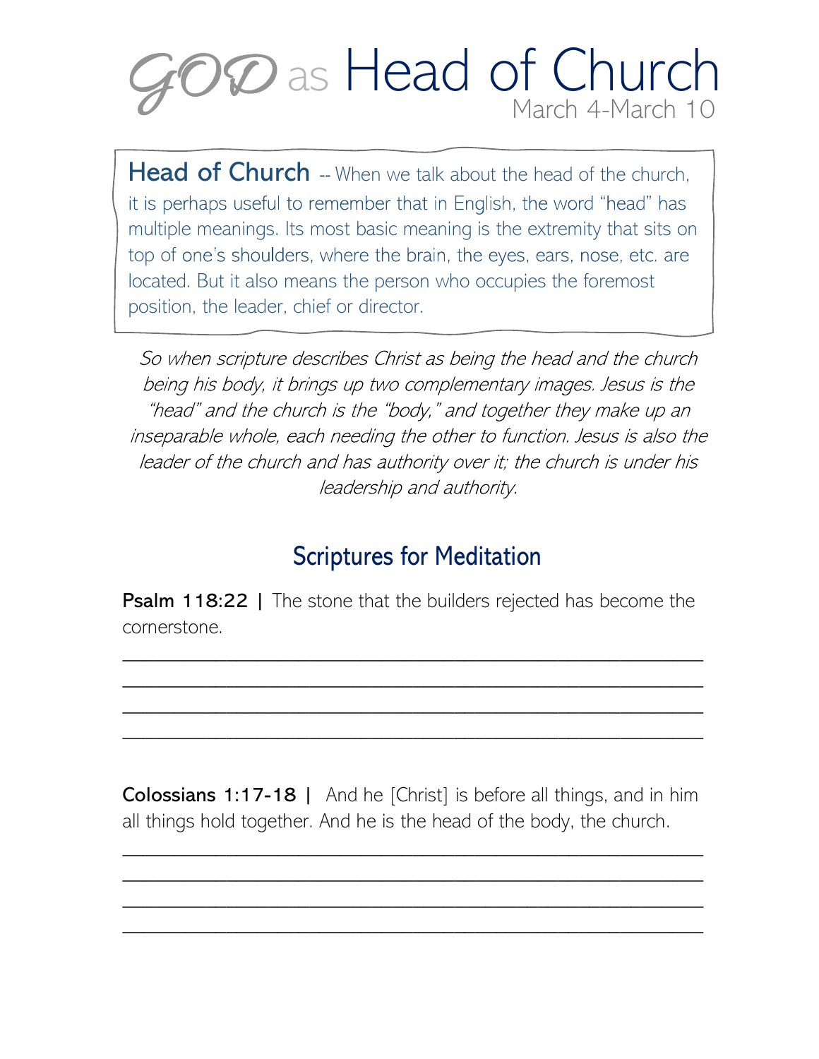# GOD as Head of Church

March 4-March 10

**Head of Church** -- When we talk about the head of the church, it is perhaps useful to remember that in English, the word "head" has multiple meanings. Its most basic meaning is the extremity that sits on top of one's shoulders, where the brain, the eyes, ears, nose, etc. are located. But it also means the person who occupies the foremost position, the leader, chief or director.

*So when scripture describes Christ as being the head and the church being his body, it brings up two complementary images. Jesus is the "head" and the church is the "body," and together they make up an inseparable whole, each needing the other to function. Jesus is also the leader of the church and has authority over it; the church is under his leadership and authority.*

## Scriptures for Meditation

**Psalm 118:22 |** The stone that the builders rejected has become the cornerstone.

\_\_\_\_\_\_\_\_\_\_\_\_\_\_\_\_\_\_\_\_\_\_\_\_\_\_\_\_\_\_\_\_\_\_\_\_\_\_\_\_\_\_\_\_\_\_\_\_\_\_\_\_

\_\_\_\_\_\_\_\_\_\_\_\_\_\_\_\_\_\_\_\_\_\_\_\_\_\_\_\_\_\_\_\_\_\_\_\_\_\_\_\_\_\_\_\_\_\_\_\_\_\_\_\_

\_\_\_\_\_\_\_\_\_\_\_\_\_\_\_\_\_\_\_\_\_\_\_\_\_\_\_\_\_\_\_\_\_\_\_\_\_\_\_\_\_\_\_\_\_\_\_\_\_\_\_\_

\_\_\_\_\_\_\_\_\_\_\_\_\_\_\_\_\_\_\_\_\_\_\_\_\_\_\_\_\_\_\_\_\_\_\_\_\_\_\_\_\_\_\_\_\_\_\_\_\_\_\_\_

**Colossians 1:17-18 |** And he [Christ] is before all things, and in him all things hold together. And he is the head of the body, the church.

\_\_\_\_\_\_\_\_\_\_\_\_\_\_\_\_\_\_\_\_\_\_\_\_\_\_\_\_\_\_\_\_\_\_\_\_\_\_\_\_\_\_\_\_\_\_\_\_\_\_\_\_

\_\_\_\_\_\_\_\_\_\_\_\_\_\_\_\_\_\_\_\_\_\_\_\_\_\_\_\_\_\_\_\_\_\_\_\_\_\_\_\_\_\_\_\_\_\_\_\_\_\_\_\_

\_\_\_\_\_\_\_\_\_\_\_\_\_\_\_\_\_\_\_\_\_\_\_\_\_\_\_\_\_\_\_\_\_\_\_\_\_\_\_\_\_\_\_\_\_\_\_\_\_\_\_\_

\_\_\_\_\_\_\_\_\_\_\_\_\_\_\_\_\_\_\_\_\_\_\_\_\_\_\_\_\_\_\_\_\_\_\_\_\_\_\_\_\_\_\_\_\_\_\_\_\_\_\_\_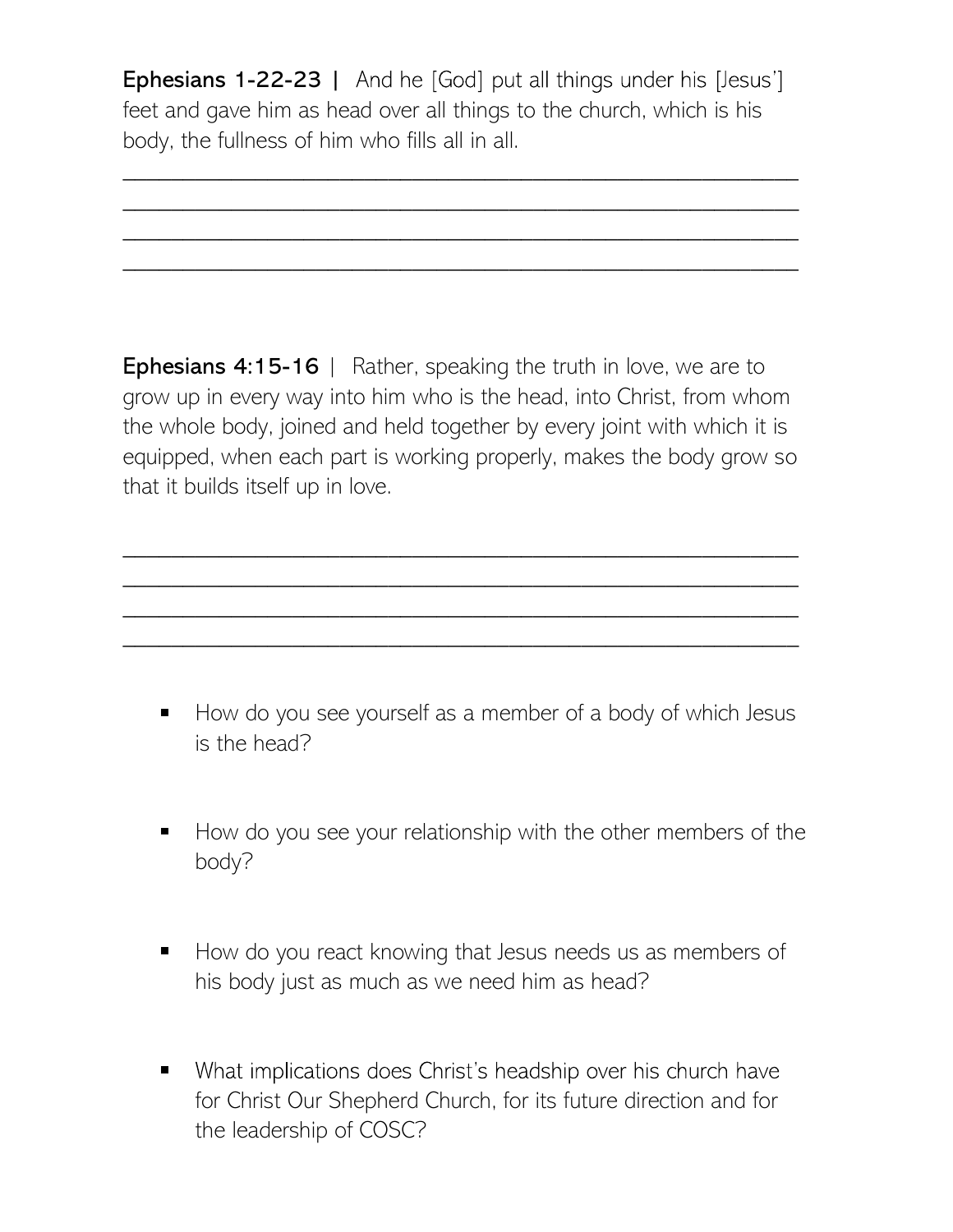**Ephesians 1-22-23 |** And he [God] put all things under his [Jesus'] feet and gave him as head over all things to the church, which is his body, the fullness of him who fills all in all.

\_\_\_\_\_\_\_\_\_\_\_\_\_\_\_\_\_\_\_\_\_\_\_\_\_\_\_\_\_\_\_\_\_\_\_\_\_\_\_\_\_\_\_\_\_\_\_\_\_\_\_\_\_\_\_\_\_\_\_\_

\_\_\_\_\_\_\_\_\_\_\_\_\_\_\_\_\_\_\_\_\_\_\_\_\_\_\_\_\_\_\_\_\_\_\_\_\_\_\_\_\_\_\_\_\_\_\_\_\_\_\_\_\_\_\_\_\_\_\_\_

\_\_\_\_\_\_\_\_\_\_\_\_\_\_\_\_\_\_\_\_\_\_\_\_\_\_\_\_\_\_\_\_\_\_\_\_\_\_\_\_\_\_\_\_\_\_\_\_\_\_\_\_\_\_\_\_\_\_\_\_

\_\_\_\_\_\_\_\_\_\_\_\_\_\_\_\_\_\_\_\_\_\_\_\_\_\_\_\_\_\_\_\_\_\_\_\_\_\_\_\_\_\_\_\_\_\_\_\_\_\_\_\_\_\_\_\_\_\_\_\_

**Ephesians 4:15-16** | Rather, speaking the truth in love, we are to grow up in every way into him who is the head, into Christ, from whom the whole body, joined and held together by every joint with which it is equipped, when each part is working properly, makes the body grow so that it builds itself up in love.

\_\_\_\_\_\_\_\_\_\_\_\_\_\_\_\_\_\_\_\_\_\_\_\_\_\_\_\_\_\_\_\_\_\_\_\_\_\_\_\_\_\_\_\_\_\_\_\_\_\_\_\_\_\_\_\_\_\_\_\_

\_\_\_\_\_\_\_\_\_\_\_\_\_\_\_\_\_\_\_\_\_\_\_\_\_\_\_\_\_\_\_\_\_\_\_\_\_\_\_\_\_\_\_\_\_\_\_\_\_\_\_\_\_\_\_\_\_\_\_\_

\_\_\_\_\_\_\_\_\_\_\_\_\_\_\_\_\_\_\_\_\_\_\_\_\_\_\_\_\_\_\_\_\_\_\_\_\_\_\_\_\_\_\_\_\_\_\_\_\_\_\_\_\_\_\_\_\_\_\_\_

\_\_\_\_\_\_\_\_\_\_\_\_\_\_\_\_\_\_\_\_\_\_\_\_\_\_\_\_\_\_\_\_\_\_\_\_\_\_\_\_\_\_\_\_\_\_\_\_\_\_\_\_\_\_\_\_\_\_\_\_

- How do you see yourself as a member of a body of which Jesus is the head?

- How do you see your relationship with the other members of the body?

- How do you react knowing that Jesus needs us as members of his body just as much as we need him as head?

- What implications does Christ's headship over his church have for Christ Our Shepherd Church, for its future direction and for the leadership of COSC?